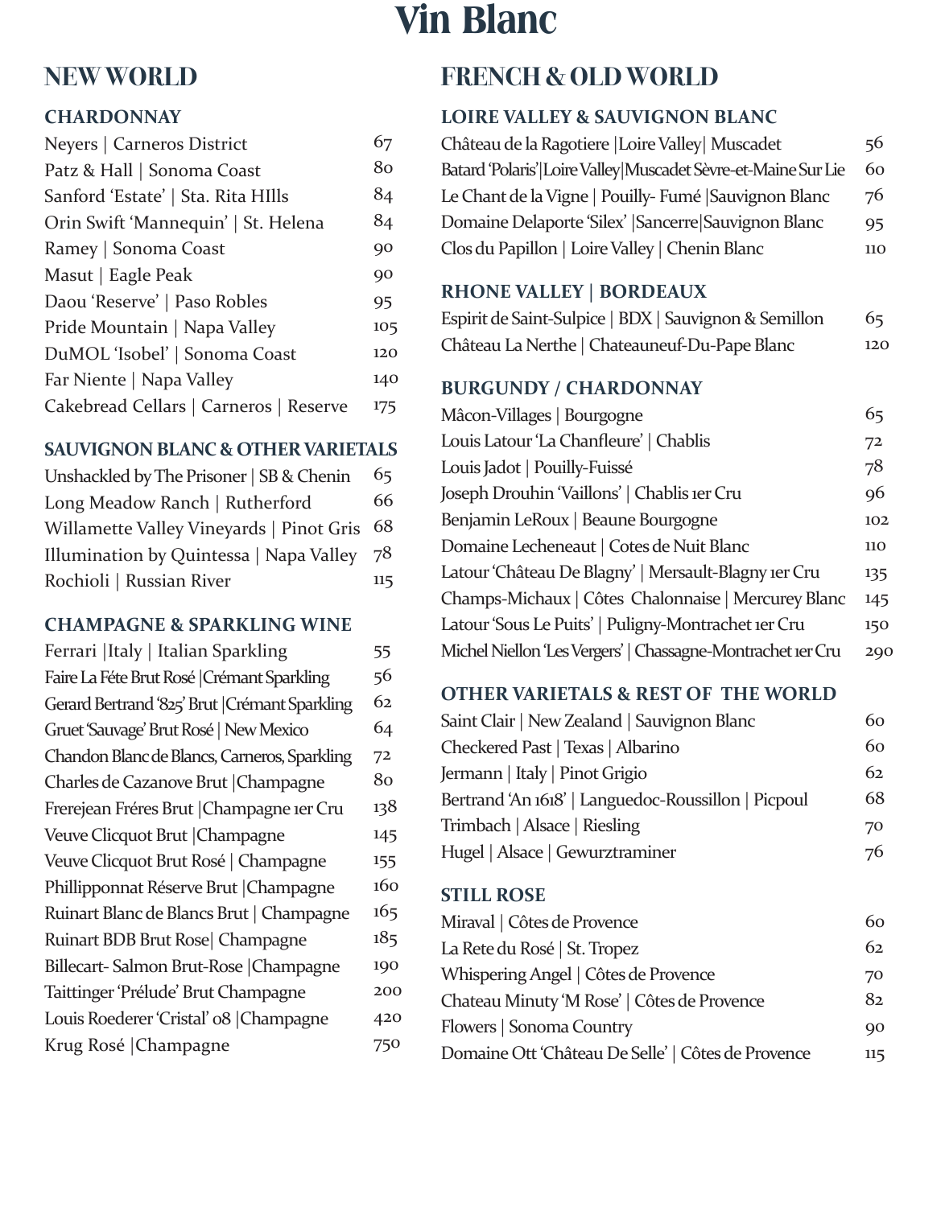# Vin Blanc

## NEW WORLD

### CHARDONNAY

| Wine | Price |
|---|---|
| Neyers \| Carneros District | 67 |
| Patz & Hall \| Sonoma Coast | 80 |
| Sanford 'Estate' \| Sta. Rita HIlls | 84 |
| Orin Swift 'Mannequin' \| St. Helena | 84 |
| Ramey \| Sonoma Coast | 90 |
| Masut \| Eagle Peak | 90 |
| Daou 'Reserve' \| Paso Robles | 95 |
| Pride Mountain \| Napa Valley | 105 |
| DuMOL 'Isobel' \| Sonoma Coast | 120 |
| Far Niente \| Napa Valley | 140 |
| Cakebread Cellars \| Carneros \| Reserve | 175 |

### SAUVIGNON BLANC & OTHER VARIETALS

| Wine | Price |
|---|---|
| Unshackled by The Prisoner \| SB & Chenin | 65 |
| Long Meadow Ranch \| Rutherford | 66 |
| Willamette Valley Vineyards \| Pinot Gris | 68 |
| Illumination by Quintessa \| Napa Valley | 78 |
| Rochioli \| Russian River | 115 |

### CHAMPAGNE & SPARKLING WINE

| Wine | Price |
|---|---|
| Ferrari \|Italy \| Italian Sparkling | 55 |
| Faire La Féte Brut Rosé \|Crémant Sparkling | 56 |
| Gerard Bertrand '825' Brut \|Crémant Sparkling | 62 |
| Gruet 'Sauvage' Brut Rosé \| New Mexico | 64 |
| Chandon Blanc de Blancs, Carneros, Sparkling | 72 |
| Charles de Cazanove Brut \|Champagne | 80 |
| Frerejean Fréres Brut \|Champagne 1er Cru | 138 |
| Veuve Clicquot Brut \|Champagne | 145 |
| Veuve Clicquot Brut Rosé \| Champagne | 155 |
| Phillipponnat Réserve Brut \|Champagne | 160 |
| Ruinart Blanc de Blancs Brut \| Champagne | 165 |
| Ruinart BDB Brut Rose\| Champagne | 185 |
| Billecart- Salmon Brut-Rose \|Champagne | 190 |
| Taittinger 'Prélude' Brut Champagne | 200 |
| Louis Roederer 'Cristal' 08 \|Champagne | 420 |
| Krug Rosé \|Champagne | 750 |

## FRENCH & OLD WORLD

### LOIRE VALLEY & SAUVIGNON BLANC

| Wine | Price |
|---|---|
| Château de la Ragotiere \|Loire Valley\| Muscadet | 56 |
| Batard 'Polaris'\|Loire Valley\|Muscadet Sèvre-et-Maine Sur Lie | 60 |
| Le Chant de la Vigne \| Pouilly- Fumé \|Sauvignon Blanc | 76 |
| Domaine Delaporte 'Silex' \|Sancerre\|Sauvignon Blanc | 95 |
| Clos du Papillon \| Loire Valley \| Chenin Blanc | 110 |

### RHONE VALLEY | BORDEAUX

| Wine | Price |
|---|---|
| Espirit de Saint-Sulpice \| BDX \| Sauvignon & Semillon | 65 |
| Château La Nerthe \| Chateauneuf-Du-Pape Blanc | 120 |

### BURGUNDY / CHARDONNAY

| Wine | Price |
|---|---|
| Mâcon-Villages \| Bourgogne | 65 |
| Louis Latour 'La Chanfleure' \| Chablis | 72 |
| Louis Jadot \| Pouilly-Fuissé | 78 |
| Joseph Drouhin 'Vaillons' \| Chablis 1er Cru | 96 |
| Benjamin LeRoux \| Beaune Bourgogne | 102 |
| Domaine Lecheneaut \| Cotes de Nuit Blanc | 110 |
| Latour 'Château De Blagny' \| Mersault-Blagny 1er Cru | 135 |
| Champs-Michaux \| Côtes Chalonnaise \| Mercurey Blanc | 145 |
| Latour 'Sous Le Puits' \| Puligny-Montrachet 1er Cru | 150 |
| Michel Niellon 'Les Vergers' \| Chassagne-Montrachet 1er Cru | 290 |

### OTHER VARIETALS & REST OF THE WORLD

| Wine | Price |
|---|---|
| Saint Clair \| New Zealand \| Sauvignon Blanc | 60 |
| Checkered Past \| Texas \| Albarino | 60 |
| Jermann \| Italy \| Pinot Grigio | 62 |
| Bertrand 'An 1618' \| Languedoc-Roussillon \| Picpoul | 68 |
| Trimbach \| Alsace \| Riesling | 70 |
| Hugel \| Alsace \| Gewurztraminer | 76 |

### STILL ROSE

| Wine | Price |
|---|---|
| Miraval \| Côtes de Provence | 60 |
| La Rete du Rosé \| St. Tropez | 62 |
| Whispering Angel \| Côtes de Provence | 70 |
| Chateau Minuty 'M Rose' \| Côtes de Provence | 82 |
| Flowers \| Sonoma Country | 90 |
| Domaine Ott 'Château De Selle' \| Côtes de Provence | 115 |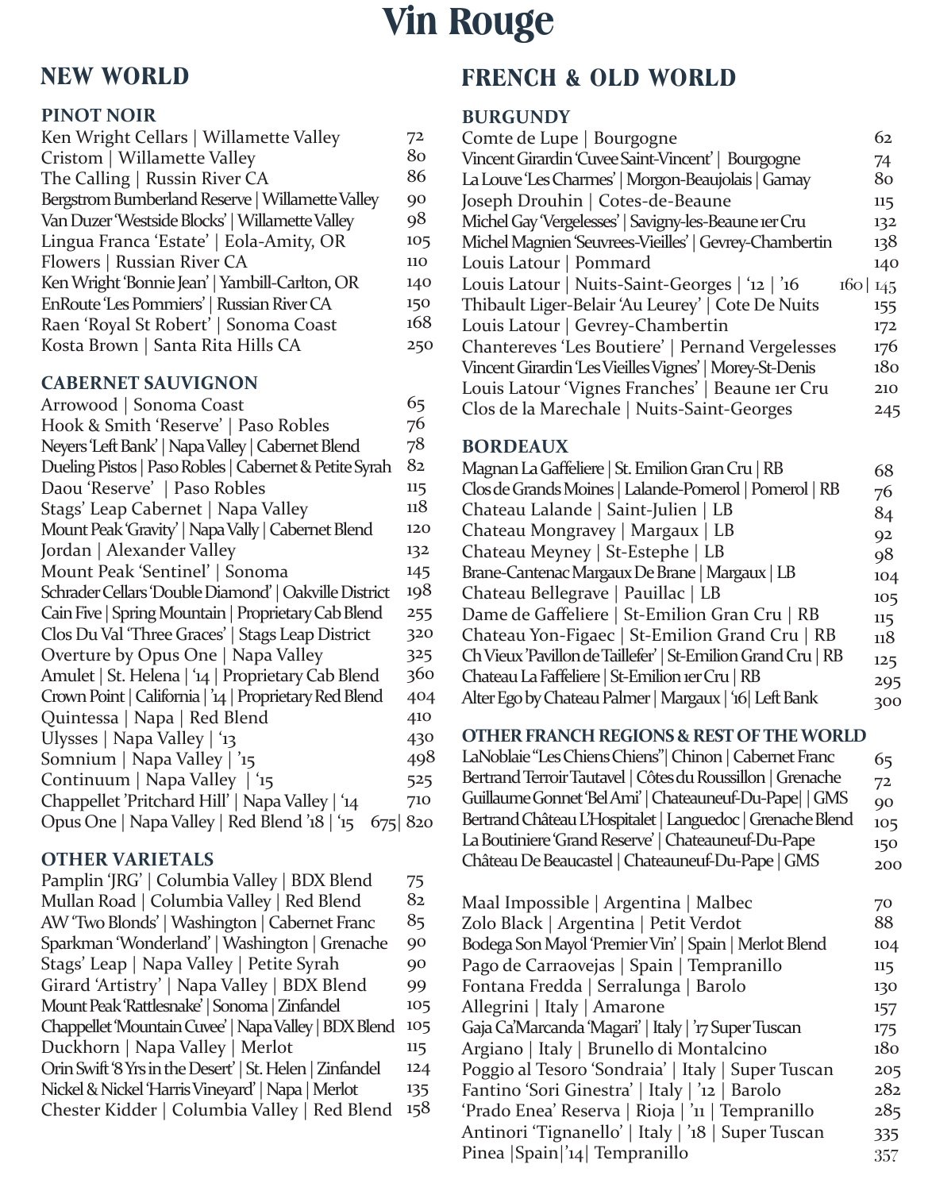# Vin Rouge

## NEW WORLD

### PINOT NOIR

| | |
|---|---|
| Ken Wright Cellars \| Willamette Valley | 72 |
| Cristom \| Willamette Valley | 80 |
| The Calling \| Russin River CA | 86 |
| Bergstrom Bumberland Reserve \| Willamette Valley | 90 |
| Van Duzer 'Westside Blocks' \| Willamette Valley | 98 |
| Lingua Franca 'Estate' \| Eola-Amity, OR | 105 |
| Flowers \| Russian River CA | 110 |
| Ken Wright 'Bonnie Jean' \| Yambill-Carlton, OR | 140 |
| EnRoute 'Les Pommiers' \| Russian River CA | 150 |
| Raen 'Royal St Robert' \| Sonoma Coast | 168 |
| Kosta Brown \| Santa Rita Hills CA | 250 |

### CABERNET SAUVIGNON

| | |
|---|---|
| Arrowood \| Sonoma Coast | 65 |
| Hook & Smith 'Reserve' \| Paso Robles | 76 |
| Neyers 'Left Bank' \| Napa Valley \| Cabernet Blend | 78 |
| Dueling Pistos \| Paso Robles \| Cabernet & Petite Syrah | 82 |
| Daou 'Reserve' \| Paso Robles | 115 |
| Stags' Leap Cabernet \| Napa Valley | 118 |
| Mount Peak 'Gravity' \| Napa Vally \| Cabernet Blend | 120 |
| Jordan \| Alexander Valley | 132 |
| Mount Peak 'Sentinel' \| Sonoma | 145 |
| Schrader Cellars 'Double Diamond' \| Oakville District | 198 |
| Cain Five \| Spring Mountain \| Proprietary Cab Blend | 255 |
| Clos Du Val 'Three Graces' \| Stags Leap District | 320 |
| Overture by Opus One \| Napa Valley | 325 |
| Amulet \| St. Helena \| '14 \| Proprietary Cab Blend | 360 |
| Crown Point \| California \| '14 \| Proprietary Red Blend | 404 |
| Quintessa \| Napa \| Red Blend | 410 |
| Ulysses \| Napa Valley \| '13 | 430 |
| Somnium \| Napa Valley \| '15 | 498 |
| Continuum \| Napa Valley \| '15 | 525 |
| Chappellet 'Pritchard Hill' \| Napa Valley \| '14 | 710 |
| Opus One \| Napa Valley \| Red Blend '18 \| '15 | 675\| 820 |

### OTHER VARIETALS

| | |
|---|---|
| Pamplin 'JRG' \| Columbia Valley \| BDX Blend | 75 |
| Mullan Road \| Columbia Valley \| Red Blend | 82 |
| AW 'Two Blonds' \| Washington \| Cabernet Franc | 85 |
| Sparkman 'Wonderland' \| Washington \| Grenache | 90 |
| Stags' Leap \| Napa Valley \| Petite Syrah | 90 |
| Girard 'Artistry' \| Napa Valley \| BDX Blend | 99 |
| Mount Peak 'Rattlesnake' \| Sonoma \| Zinfandel | 105 |
| Chappellet 'Mountain Cuvee' \| Napa Valley \| BDX Blend | 105 |
| Duckhorn \| Napa Valley \| Merlot | 115 |
| Orin Swift '8 Yrs in the Desert' \| St. Helen \| Zinfandel | 124 |
| Nickel & Nickel 'Harris Vineyard' \| Napa \| Merlot | 135 |
| Chester Kidder \| Columbia Valley \| Red Blend | 158 |

## FRENCH & OLD WORLD

### BURGUNDY

| | |
|---|---|
| Comte de Lupe \| Bourgogne | 62 |
| Vincent Girardin 'Cuvee Saint-Vincent' \| Bourgogne | 74 |
| La Louve 'Les Charmes' \| Morgon-Beaujolais \| Gamay | 80 |
| Joseph Drouhin \| Cotes-de-Beaune | 115 |
| Michel Gay 'Vergelesses' \| Savigny-les-Beaune 1er Cru | 132 |
| Michel Magnien 'Seuvrees-Vieilles' \| Gevrey-Chambertin | 138 |
| Louis Latour \| Pommard | 140 |
| Louis Latour \| Nuits-Saint-Georges \| '12 \| '16 | 160 \| 145 |
| Thibault Liger-Belair 'Au Leurey' \| Cote De Nuits | 155 |
| Louis Latour \| Gevrey-Chambertin | 172 |
| Chantereves 'Les Boutiere' \| Pernand Vergelesses | 176 |
| Vincent Girardin 'Les Vieilles Vignes' \| Morey-St-Denis | 180 |
| Louis Latour 'Vignes Franches' \| Beaune 1er Cru | 210 |
| Clos de la Marechale \| Nuits-Saint-Georges | 245 |

### BORDEAUX

| | |
|---|---|
| Magnan La Gaffeliere \| St. Emilion Gran Cru \| RB | 68 |
| Clos de Grands Moines \| Lalande-Pomerol \| Pomerol \| RB | 76 |
| Chateau Lalande \| Saint-Julien \| LB | 84 |
| Chateau Mongravey \| Margaux \| LB | 92 |
| Chateau Meyney \| St-Estephe \| LB | 98 |
| Brane-Cantenac Margaux De Brane \| Margaux \| LB | 104 |
| Chateau Bellegrave \| Pauillac \| LB | 105 |
| Dame de Gaffeliere \| St-Emilion Gran Cru \| RB | 115 |
| Chateau Yon-Figaec \| St-Emilion Grand Cru \| RB | 118 |
| Ch Vieux 'Pavillon de Taillefer' \| St-Emilion Grand Cru \| RB | 125 |
| Chateau La Faffeliere \| St-Emilion 1er Cru \| RB | 295 |
| Alter Ego by Chateau Palmer \| Margaux \| '16\| Left Bank | 300 |

### OTHER FRANCH REGIONS & REST OF THE WORLD

| | |
|---|---|
| LaNoblaie "Les Chiens Chiens"\| Chinon \| Cabernet Franc | 65 |
| Bertrand Terroir Tautavel \| Côtes du Roussillon \| Grenache | 72 |
| Guillaume Gonnet 'Bel Ami' \| Chateauneuf-Du-Pape\| \| GMS | 90 |
| Bertrand Château L'Hospitalet \| Languedoc \| Grenache Blend | 105 |
| La Boutiniere 'Grand Reserve' \| Chateauneuf-Du-Pape | 150 |
| Château De Beaucastel \| Chateauneuf-Du-Pape \| GMS | 200 |

| | |
|---|---|
| Maal Impossible \| Argentina \| Malbec | 70 |
| Zolo Black \| Argentina \| Petit Verdot | 88 |
| Bodega Son Mayol 'Premier Vin' \| Spain \| Merlot Blend | 104 |
| Pago de Carraovejas \| Spain \| Tempranillo | 115 |
| Fontana Fredda \| Serralunga \| Barolo | 130 |
| Allegrini \| Italy \| Amarone | 157 |
| Gaja Ca'Marcanda 'Magari' \| Italy \| '17 Super Tuscan | 175 |
| Argiano \| Italy \| Brunello di Montalcino | 180 |
| Poggio al Tesoro 'Sondraia' \| Italy \| Super Tuscan | 205 |
| Fantino 'Sori Ginestra' \| Italy \| '12 \| Barolo | 282 |
| 'Prado Enea' Reserva \| Rioja \| '11 \| Tempranillo | 285 |
| Antinori 'Tignanello' \| Italy \| '18 \| Super Tuscan | 335 |
| Pinea \|Spain\|'14\| Tempranillo | 357 |